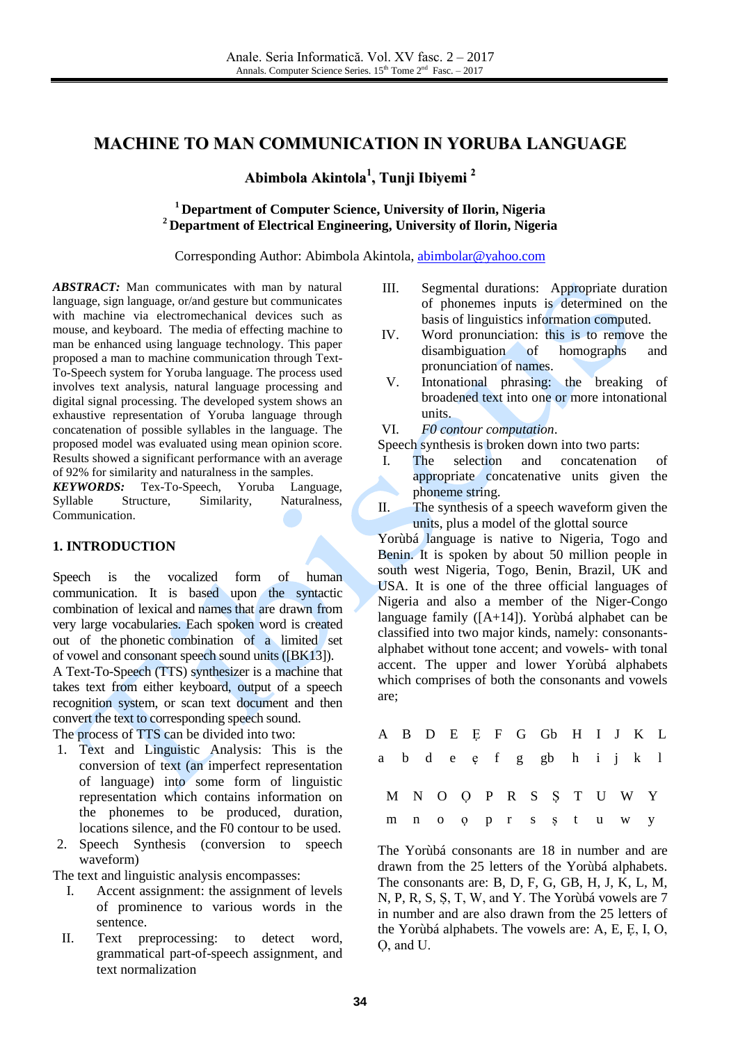# MACHINE TO MAN COMMUNICATION IN YORUBA LANGUAGE

**Abimbola Akintola[1], Tunji Ibiyemi [2]**

**[1] Department of Computer Science, University of Ilorin, Nigeria**
**[2] Department of Electrical Engineering, University of Ilorin, Nigeria**

Corresponding Author: Abimbola Akintola, abimbolar@yahoo.com

***ABSTRACT:*** Man communicates with man by natural language, sign language, or/and gesture but communicates with machine via electromechanical devices such as mouse, and keyboard. The media of effecting machine to man be enhanced using language technology. This paper proposed a man to machine communication through Text-To-Speech system for Yoruba language. The process used involves text analysis, natural language processing and digital signal processing. The developed system shows an exhaustive representation of Yoruba language through concatenation of possible syllables in the language. The proposed model was evaluated using mean opinion score. Results showed a significant performance with an average of 92% for similarity and naturalness in the samples.

***KEYWORDS:*** Tex-To-Speech, Yoruba Language, Syllable Structure, Similarity, Naturalness, Communication.

## 1. INTRODUCTION

Speech is the vocalized form of human communication. It is based upon the syntactic combination of lexical and names that are drawn from very large vocabularies. Each spoken word is created out of the phonetic combination of a limited set of vowel and consonant speech sound units ([BK13]).

A Text-To-Speech (TTS) synthesizer is a machine that takes text from either keyboard, output of a speech recognition system, or scan text document and then convert the text to corresponding speech sound.

The process of TTS can be divided into two:

1. Text and Linguistic Analysis: This is the conversion of text (an imperfect representation of language) into some form of linguistic representation which contains information on the phonemes to be produced, duration, locations silence, and the F0 contour to be used.
2. Speech Synthesis (conversion to speech waveform)

The text and linguistic analysis encompasses:

I. Accent assignment: the assignment of levels of prominence to various words in the sentence.
II. Text preprocessing: to detect word, grammatical part-of-speech assignment, and text normalization
III. Segmental durations: Appropriate duration of phonemes inputs is determined on the basis of linguistics information computed.
IV. Word pronunciation: this is to remove the disambiguation of homographs and pronunciation of names.
V. Intonational phrasing: the breaking of broadened text into one or more intonational units.
VI. *F0 contour computation*.

Speech synthesis is broken down into two parts:

I. The selection and concatenation of appropriate concatenative units given the phoneme string.
II. The synthesis of a speech waveform given the units, plus a model of the glottal source

Yorùbá language is native to Nigeria, Togo and Benin. It is spoken by about 50 million people in south west Nigeria, Togo, Benin, Brazil, UK and USA. It is one of the three official languages of Nigeria and also a member of the Niger-Congo language family ([A+14]). Yorùbá alphabet can be classified into two major kinds, namely: consonants-alphabet without tone accent; and vowels- with tonal accent. The upper and lower Yorùbá alphabets which comprises of both the consonants and vowels are;

| A | B | D | E | Ẹ | F | G | Gb | H | I | J | K | L |
|---|---|---|---|---|---|---|---|---|---|---|---|---|
| a | b | d | e | ẹ | f | g | gb | h | i | j | k | l |

| M | N | O | Ọ | P | R | S | Ṣ | T | U | W | Y |
|---|---|---|---|---|---|---|---|---|---|---|---|
| m | n | o | ọ | p | r | s | ṣ | t | u | w | y |

The Yorùbá consonants are 18 in number and are drawn from the 25 letters of the Yorùbá alphabets. The consonants are: B, D, F, G, GB, H, J, K, L, M, N, P, R, S, Ṣ, T, W, and Y. The Yorùbá vowels are 7 in number and are also drawn from the 25 letters of the Yorùbá alphabets. The vowels are: A, E, Ẹ, I, O, Ọ, and U.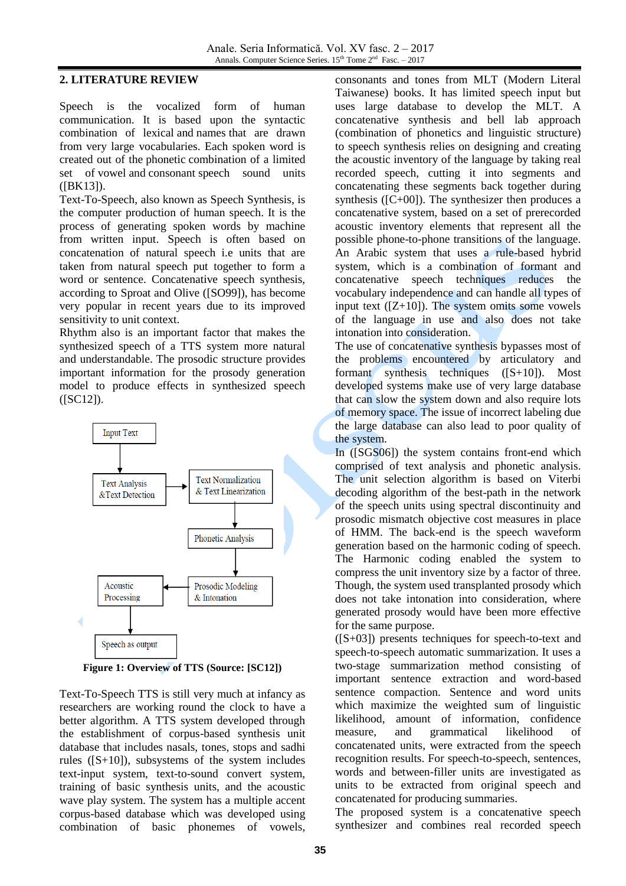## 2. LITERATURE REVIEW

Speech is the vocalized form of human communication. It is based upon the syntactic combination of lexical and names that are drawn from very large vocabularies. Each spoken word is created out of the phonetic combination of a limited set of vowel and consonant speech sound units ([BK13]).

Text-To-Speech, also known as Speech Synthesis, is the computer production of human speech. It is the process of generating spoken words by machine from written input. Speech is often based on concatenation of natural speech i.e units that are taken from natural speech put together to form a word or sentence. Concatenative speech synthesis, according to Sproat and Olive ([SO99]), has become very popular in recent years due to its improved sensitivity to unit context.

Rhythm also is an important factor that makes the synthesized speech of a TTS system more natural and understandable. The prosodic structure provides important information for the prosody generation model to produce effects in synthesized speech ([SC12]).

Input Text → Text Analysis &Text Detection → Text Normalization & Text Linearization → Phonetic Analysis → Prosodic Modeling & Intonation → Acoustic Processing → Speech as output

**Figure 1: Overview of TTS (Source: [SC12])**

Text-To-Speech TTS is still very much at infancy as researchers are working round the clock to have a better algorithm. A TTS system developed through the establishment of corpus-based synthesis unit database that includes nasals, tones, stops and sadhi rules ([S+10]), subsystems of the system includes text-input system, text-to-sound convert system, training of basic synthesis units, and the acoustic wave play system. The system has a multiple accent corpus-based database which was developed using combination of basic phonemes of vowels, consonants and tones from MLT (Modern Literal Taiwanese) books. It has limited speech input but uses large database to develop the MLT. A concatenative synthesis and bell lab approach (combination of phonetics and linguistic structure) to speech synthesis relies on designing and creating the acoustic inventory of the language by taking real recorded speech, cutting it into segments and concatenating these segments back together during synthesis ([C+00]). The synthesizer then produces a concatenative system, based on a set of prerecorded acoustic inventory elements that represent all the possible phone-to-phone transitions of the language.

An Arabic system that uses a rule-based hybrid system, which is a combination of formant and concatenative speech techniques reduces the vocabulary independence and can handle all types of input text ([Z+10]). The system omits some vowels of the language in use and also does not take intonation into consideration.

The use of concatenative synthesis bypasses most of the problems encountered by articulatory and formant synthesis techniques ([S+10]). Most developed systems make use of very large database that can slow the system down and also require lots of memory space. The issue of incorrect labeling due the large database can also lead to poor quality of the system.

In ([SGS06]) the system contains front-end which comprised of text analysis and phonetic analysis. The unit selection algorithm is based on Viterbi decoding algorithm of the best-path in the network of the speech units using spectral discontinuity and prosodic mismatch objective cost measures in place of HMM. The back-end is the speech waveform generation based on the harmonic coding of speech. The Harmonic coding enabled the system to compress the unit inventory size by a factor of three. Though, the system used transplanted prosody which does not take intonation into consideration, where generated prosody would have been more effective for the same purpose.

([S+03]) presents techniques for speech-to-text and speech-to-speech automatic summarization. It uses a two-stage summarization method consisting of important sentence extraction and word-based sentence compaction. Sentence and word units which maximize the weighted sum of linguistic likelihood, amount of information, confidence measure, and grammatical likelihood of concatenated units, were extracted from the speech recognition results. For speech-to-speech, sentences, words and between-filler units are investigated as units to be extracted from original speech and concatenated for producing summaries.

The proposed system is a concatenative speech synthesizer and combines real recorded speech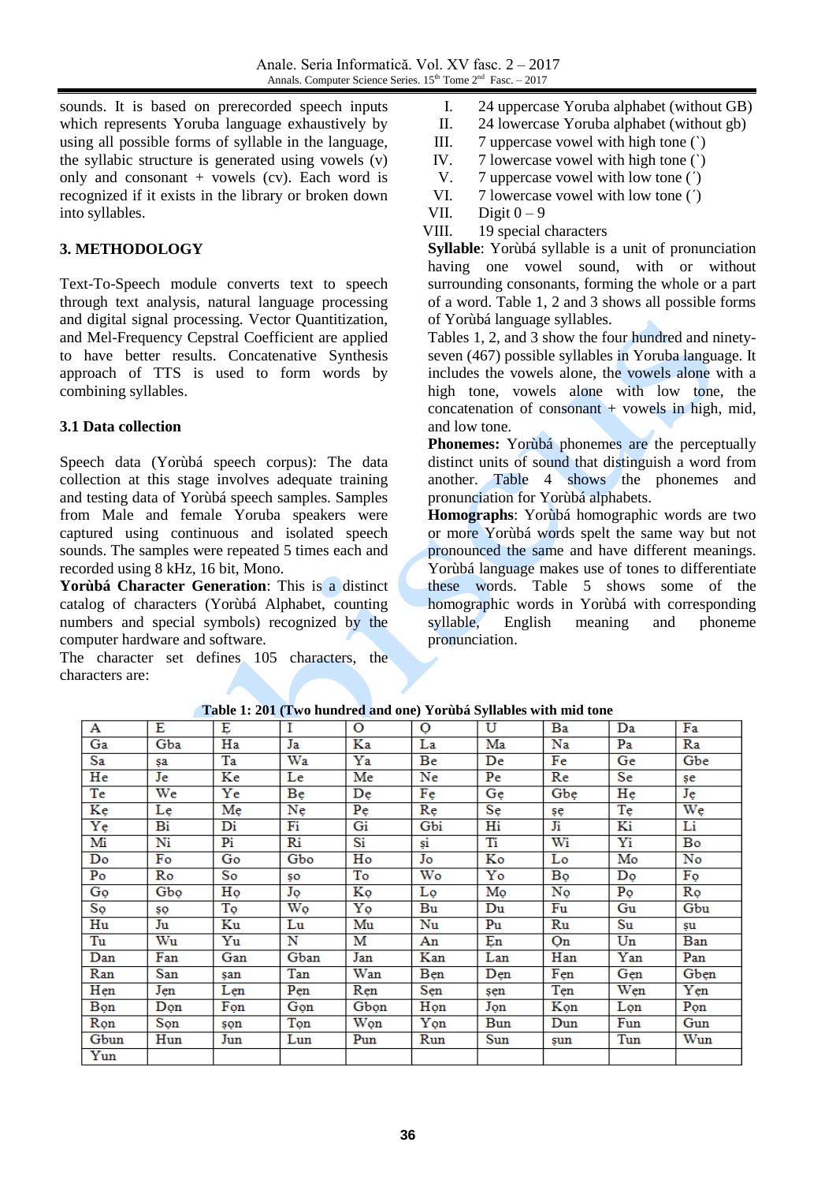sounds. It is based on prerecorded speech inputs which represents Yoruba language exhaustively by using all possible forms of syllable in the language, the syllabic structure is generated using vowels (v) only and consonant + vowels (cv). Each word is recognized if it exists in the library or broken down into syllables.

## 3. METHODOLOGY

Text-To-Speech module converts text to speech through text analysis, natural language processing and digital signal processing. Vector Quantitization, and Mel-Frequency Cepstral Coefficient are applied to have better results. Concatenative Synthesis approach of TTS is used to form words by combining syllables.

### 3.1 Data collection

Speech data (Yorùbá speech corpus): The data collection at this stage involves adequate training and testing data of Yorùbá speech samples. Samples from Male and female Yoruba speakers were captured using continuous and isolated speech sounds. The samples were repeated 5 times each and recorded using 8 kHz, 16 bit, Mono.

**Yorùbá Character Generation**: This is a distinct catalog of characters (Yorùbá Alphabet, counting numbers and special symbols) recognized by the computer hardware and software.

The character set defines 105 characters, the characters are:

I. 24 uppercase Yoruba alphabet (without GB)
II. 24 lowercase Yoruba alphabet (without gb)
III. 7 uppercase vowel with high tone (`)
IV. 7 lowercase vowel with high tone (`)
V. 7 uppercase vowel with low tone (´)
VI. 7 lowercase vowel with low tone (´)
VII. Digit 0 – 9
VIII. 19 special characters

**Syllable**: Yorùbá syllable is a unit of pronunciation having one vowel sound, with or without surrounding consonants, forming the whole or a part of a word. Table 1, 2 and 3 shows all possible forms of Yorùbá language syllables.

Tables 1, 2, and 3 show the four hundred and ninety-seven (467) possible syllables in Yoruba language. It includes the vowels alone, the vowels alone with a high tone, vowels alone with low tone, the concatenation of consonant + vowels in high, mid, and low tone.

**Phonemes:** Yorùbá phonemes are the perceptually distinct units of sound that distinguish a word from another. Table 4 shows the phonemes and pronunciation for Yorùbá alphabets.

**Homographs**: Yorùbá homographic words are two or more Yorùbá words spelt the same way but not pronounced the same and have different meanings. Yorùbá language makes use of tones to differentiate these words. Table 5 shows some of the homographic words in Yorùbá with corresponding syllable, English meaning and phoneme pronunciation.

**Table 1: 201 (Two hundred and one) Yorùbá Syllables with mid tone**

| A | E | Ẹ | I | O | Ọ | U | Ba | Da | Fa |
|---|---|---|---|---|---|---|---|---|---|
| Ga | Gba | Ha | Ja | Ka | La | Ma | Na | Pa | Ra |
| Sa | ṣa | Ta | Wa | Ya | Be | De | Fe | Ge | Gbe |
| He | Je | Ke | Le | Me | Ne | Pe | Re | Se | ṣe |
| Te | We | Ye | Bẹ | Dẹ | Fẹ | Gẹ | Gbẹ | Hẹ | Jẹ |
| Kẹ | Lẹ | Mẹ | Nẹ | Pẹ | Rẹ | Sẹ | ṣẹ | Tẹ | Wẹ |
| Yẹ | Bi | Di | Fi | Gi | Gbi | Hi | Ji | Ki | Li |
| Mi | Ni | Pi | Ri | Si | ṣi | Ti | Wi | Yi | Bo |
| Do | Fo | Go | Gbo | Ho | Jo | Ko | Lo | Mo | No |
| Po | Ro | So | ṣo | To | Wo | Yo | Bọ | Dọ | Fọ |
| Gọ | Gbọ | Họ | Jọ | Kọ | Lọ | Mọ | Nọ | Pọ | Rọ |
| Sọ | ṣọ | Tọ | Wọ | Yọ | Bu | Du | Fu | Gu | Gbu |
| Hu | Ju | Ku | Lu | Mu | Nu | Pu | Ru | Su | ṣu |
| Tu | Wu | Yu | N | M | An | Ẹn | Ọn | Un | Ban |
| Dan | Fan | Gan | Gban | Jan | Kan | Lan | Han | Yan | Pan |
| Ran | San | ṣan | Tan | Wan | Bẹn | Dẹn | Fẹn | Gẹn | Gbẹn |
| Hẹn | Jẹn | Lẹn | Pẹn | Rẹn | Sẹn | ṣẹn | Tẹn | Wẹn | Yẹn |
| Bọn | Dọn | Fọn | Gọn | Gbọn | Họn | Jọn | Kọn | Lọn | Pọn |
| Rọn | Sọn | ṣọn | Tọn | Wọn | Yọn | Bun | Dun | Fun | Gun |
| Gbun | Hun | Jun | Lun | Pun | Run | Sun | ṣun | Tun | Wun |
| Yun | | | | | | | | | |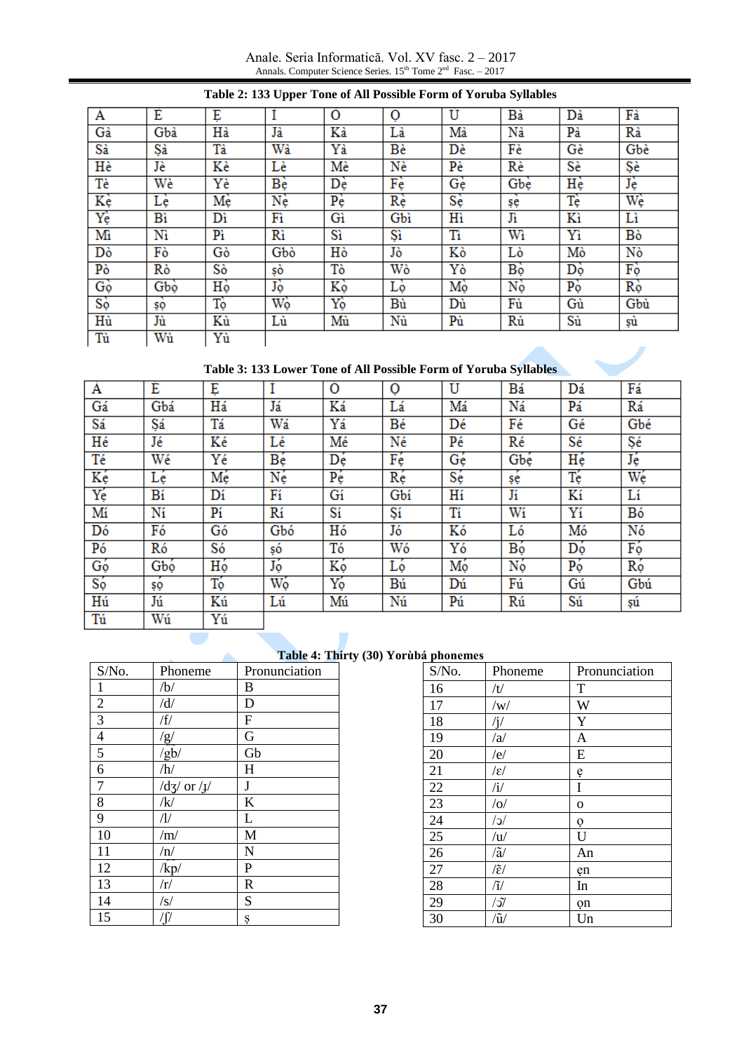**Table 2: 133 Upper Tone of All Possible Form of Yoruba Syllables**

| | | | | | | | | | |
|---|---|---|---|---|---|---|---|---|---|
| A | E | Ẹ | I | O | Ọ | U | Bà | Dà | Fà |
| Gà | Gbà | Hà | Jà | Kà | Là | Mà | Nà | Pà | Rà |
| Sà | Ṣà | Tà | Wà | Yà | Bè | Dè | Fè | Gè | Gbè |
| Hè | Jè | Kè | Lè | Mè | Nè | Pè | Rè | Sè | Ṣè |
| Tè | Wè | Yè | Bẹ̀ | Dẹ̀ | Fẹ̀ | Gẹ̀ | Gbẹ̀ | Hẹ̀ | Jẹ̀ |
| Kẹ̀ | Lẹ̀ | Mẹ̀ | Nẹ̀ | Pẹ̀ | Rẹ̀ | Sẹ̀ | ṣẹ̀ | Tẹ̀ | Wẹ̀ |
| Yẹ̀ | Bì | Dì | Fì | Gì | Gbì | Hì | Jì | Kì | Lì |
| Mì | Nì | Pì | Rì | Sì | Ṣì | Tì | Wì | Yì | Bò |
| Dò | Fò | Gò | Gbò | Hò | Jò | Kò | Lò | Mò | Nò |
| Pò | Rò | Sò | ṣò | Tò | Wò | Yò | Bọ̀ | Dọ̀ | Fọ̀ |
| Gọ̀ | Gbọ̀ | Họ̀ | Jọ̀ | Kọ̀ | Lọ̀ | Mọ̀ | Nọ̀ | Pọ̀ | Rọ̀ |
| Sọ̀ | ṣọ̀ | Tọ̀ | Wọ̀ | Yọ̀ | Bù | Dù | Fù | Gù | Gbù |
| Hù | Jù | Kù | Lù | Mù | Nù | Pù | Rù | Sù | ṣù |
| Tù | Wù | Yù | | | | | | | |

**Table 3: 133 Lower Tone of All Possible Form of Yoruba Syllables**

| | | | | | | | | | |
|---|---|---|---|---|---|---|---|---|---|
| A | E | Ẹ | I | O | Ọ | U | Bá | Dá | Fá |
| Gá | Gbá | Há | Já | Ká | Lá | Má | Ná | Pá | Rá |
| Sá | Ṣá | Tá | Wá | Yá | Bé | Dé | Fé | Gé | Gbé |
| Hé | Jé | Ké | Lé | Mé | Né | Pé | Ré | Sé | Ṣé |
| Té | Wé | Yé | Bẹ́ | Dẹ́ | Fẹ́ | Gẹ́ | Gbẹ́ | Hẹ́ | Jẹ́ |
| Kẹ́ | Lẹ́ | Mẹ́ | Nẹ́ | Pẹ́ | Rẹ́ | Sẹ́ | ṣẹ́ | Tẹ́ | Wẹ́ |
| Yẹ́ | Bí | Dí | Fí | Gí | Gbí | Hí | Jí | Kí | Lí |
| Mí | Ní | Pí | Rí | Sí | Ṣí | Tí | Wí | Yí | Bó |
| Dó | Fó | Gó | Gbó | Hó | Jó | Kó | Ló | Mó | Nó |
| Pó | Ró | Só | ṣó | Tó | Wó | Yó | Bọ́ | Dọ́ | Fọ́ |
| Gọ́ | Gbọ́ | Họ́ | Jọ́ | Kọ́ | Lọ́ | Mọ́ | Nọ́ | Pọ́ | Rọ́ |
| Sọ́ | ṣọ́ | Tọ́ | Wọ́ | Yọ́ | Bú | Dú | Fú | Gú | Gbú |
| Hú | Jú | Kú | Lú | Mú | Nú | Pú | Rú | Sú | ṣú |
| Tú | Wú | Yú | | | | | | | |

**Table 4: Thirty (30) Yorùbá phonemes**

| S/No. | Phoneme | Pronunciation |
|---|---|---|
| 1 | /b/ | B |
| 2 | /d/ | D |
| 3 | /f/ | F |
| 4 | /g/ | G |
| 5 | /gb/ | Gb |
| 6 | /h/ | H |
| 7 | /dʒ/ or /ɟ/ | J |
| 8 | /k/ | K |
| 9 | /l/ | L |
| 10 | /m/ | M |
| 11 | /n/ | N |
| 12 | /kp/ | P |
| 13 | /r/ | R |
| 14 | /s/ | S |
| 15 | /ʃ/ | ṣ |

| S/No. | Phoneme | Pronunciation |
|---|---|---|
| 16 | /t/ | T |
| 17 | /w/ | W |
| 18 | /j/ | Y |
| 19 | /a/ | A |
| 20 | /e/ | E |
| 21 | /ɛ/ | ẹ |
| 22 | /i/ | I |
| 23 | /o/ | o |
| 24 | /ɔ/ | ọ |
| 25 | /u/ | U |
| 26 | /ã/ | An |
| 27 | /ɛ̃/ | ẹn |
| 28 | /ĩ/ | In |
| 29 | /ɔ̃/ | ọn |
| 30 | /ũ/ | Un |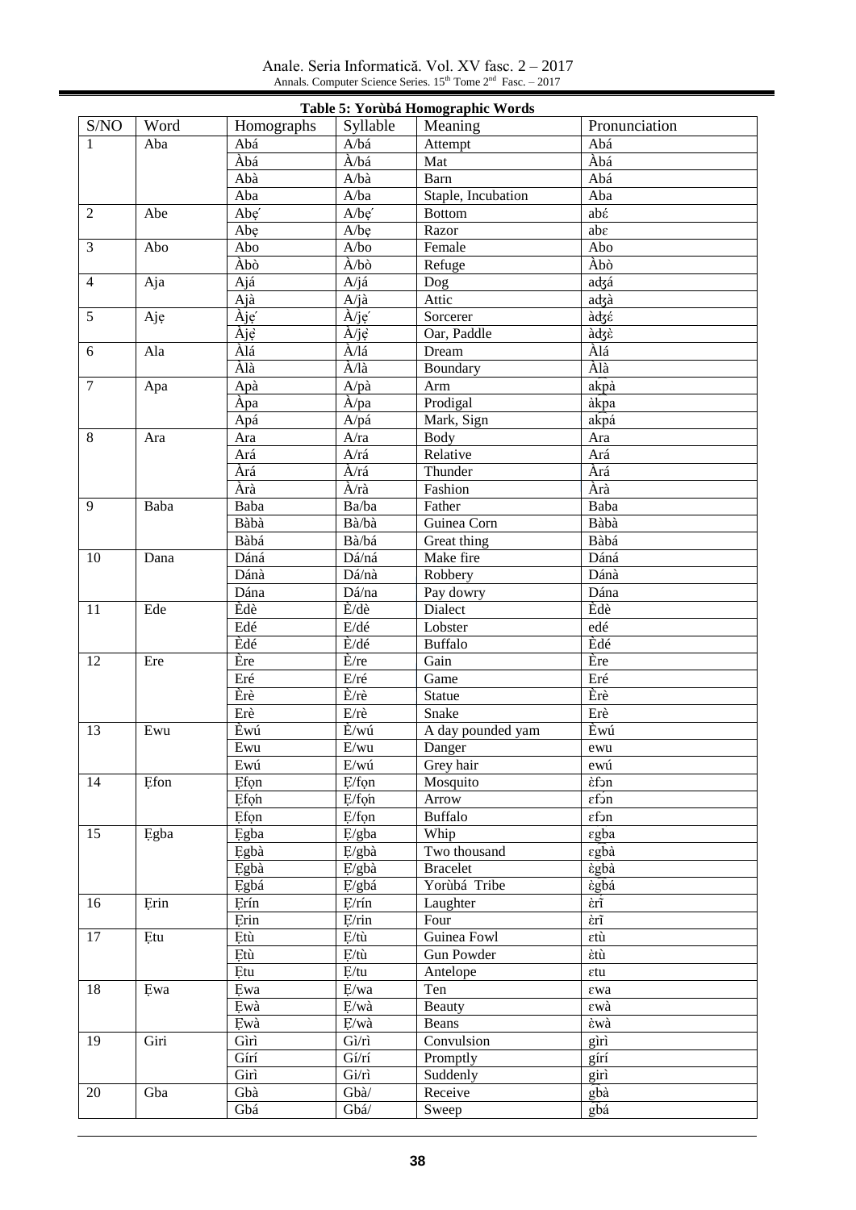**Table 5: Yorùbá Homographic Words**

| S/NO | Word | Homographs | Syllable | Meaning | Pronunciation |
|---|---|---|---|---|---|
| 1 | Aba | Abá | A/bá | Attempt | Abá |
| | | Àbá | À/bá | Mat | Àbá |
| | | Abà | A/bà | Barn | Abá |
| | | Aba | A/ba | Staple, Incubation | Aba |
| 2 | Abe | Abẹ́ | A/bẹ́ | Bottom | abέ |
| | | Abẹ | A/bẹ | Razor | abɛ |
| 3 | Abo | Abo | A/bo | Female | Abo |
| | | Àbò | À/bò | Refuge | Àbò |
| 4 | Aja | Ajá | A/já | Dog | aʤá |
| | | Ajà | A/jà | Attic | aʤà |
| 5 | Ajẹ | Àjẹ́ | À/jẹ́ | Sorcerer | àʤέ |
| | | Àjẹ̀ | À/jẹ̀ | Oar, Paddle | àʤὲ |
| 6 | Ala | Àlá | À/lá | Dream | Àlá |
| | | Àlà | À/là | Boundary | Àlà |
| 7 | Apa | Apà | A/pà | Arm | akp͡à |
| | | Àpa | À/pa | Prodigal | àkp͡a |
| | | Apá | A/pá | Mark, Sign | akp͡á |
| 8 | Ara | Ara | A/ra | Body | Ara |
| | | Ará | A/rá | Relative | Ará |
| | | Àrá | À/rá | Thunder | Àrá |
| | | Àrà | À/rà | Fashion | Àrà |
| 9 | Baba | Baba | Ba/ba | Father | Baba |
| | | Bàbà | Bà/bà | Guinea Corn | Bàbà |
| | | Bàbá | Bà/bá | Great thing | Bàbá |
| 10 | Dana | Dáná | Dá/ná | Make fire | Dáná |
| | | Dánà | Dá/nà | Robbery | Dánà |
| | | Dána | Dá/na | Pay dowry | Dána |
| 11 | Ede | Èdè | È/dè | Dialect | Èdè |
| | | Edé | E/dé | Lobster | edé |
| | | Èdé | È/dé | Buffalo | Èdé |
| 12 | Ere | Ère | È/re | Gain | Ère |
| | | Eré | E/ré | Game | Eré |
| | | Èrè | È/rè | Statue | Èrè |
| | | Erè | E/rè | Snake | Erè |
| 13 | Ewu | Èwú | È/wú | A day pounded yam | Èwú |
| | | Ewu | E/wu | Danger | ewu |
| | | Ewú | E/wú | Grey hair | ewú |
| 14 | Ẹfon | Ẹfọn | Ẹ/fọn | Mosquito | ὲfɔn |
| | | Ẹfọ́n | Ẹ/fọ́n | Arrow | ɛfɔ́n |
| | | Ẹfọn | Ẹ/fọn | Buffalo | ɛfɔn |
| 15 | Ẹgba | Ẹgba | Ẹ/gba | Whip | ɛgba |
| | | Ẹgbà | Ẹ/gbà | Two thousand | ɛgbà |
| | | Ẹgbà | Ẹ/gbà | Bracelet | ὲgbà |
| | | Ẹgbá | Ẹ/gbá | Yorùbá Tribe | ὲgbá |
| 16 | Ẹrin | Ẹrín | Ẹ/rín | Laughter | ὲrĩ |
| | | Ẹrin | Ẹ/rin | Four | ὲrĩ |
| 17 | Ẹtu | Ẹtù | Ẹ/tù | Guinea Fowl | ɛtù |
| | | Ẹtù | Ẹ/tù | Gun Powder | ὲtù |
| | | Ẹtu | Ẹ/tu | Antelope | ɛtu |
| 18 | Ẹwa | Ẹwa | Ẹ/wa | Ten | ɛwa |
| | | Ẹwà | Ẹ/wà | Beauty | ɛwà |
| | | Ẹwà | Ẹ/wà | Beans | ὲwà |
| 19 | Giri | Gìrì | Gì/rì | Convulsion | gìrì |
| | | Gírí | Gí/rí | Promptly | gírí |
| | | Girì | Gi/rì | Suddenly | girì |
| 20 | Gba | Gbà | Gbà/ | Receive | gb͡à |
| | | Gbá | Gbá/ | Sweep | gb͡á |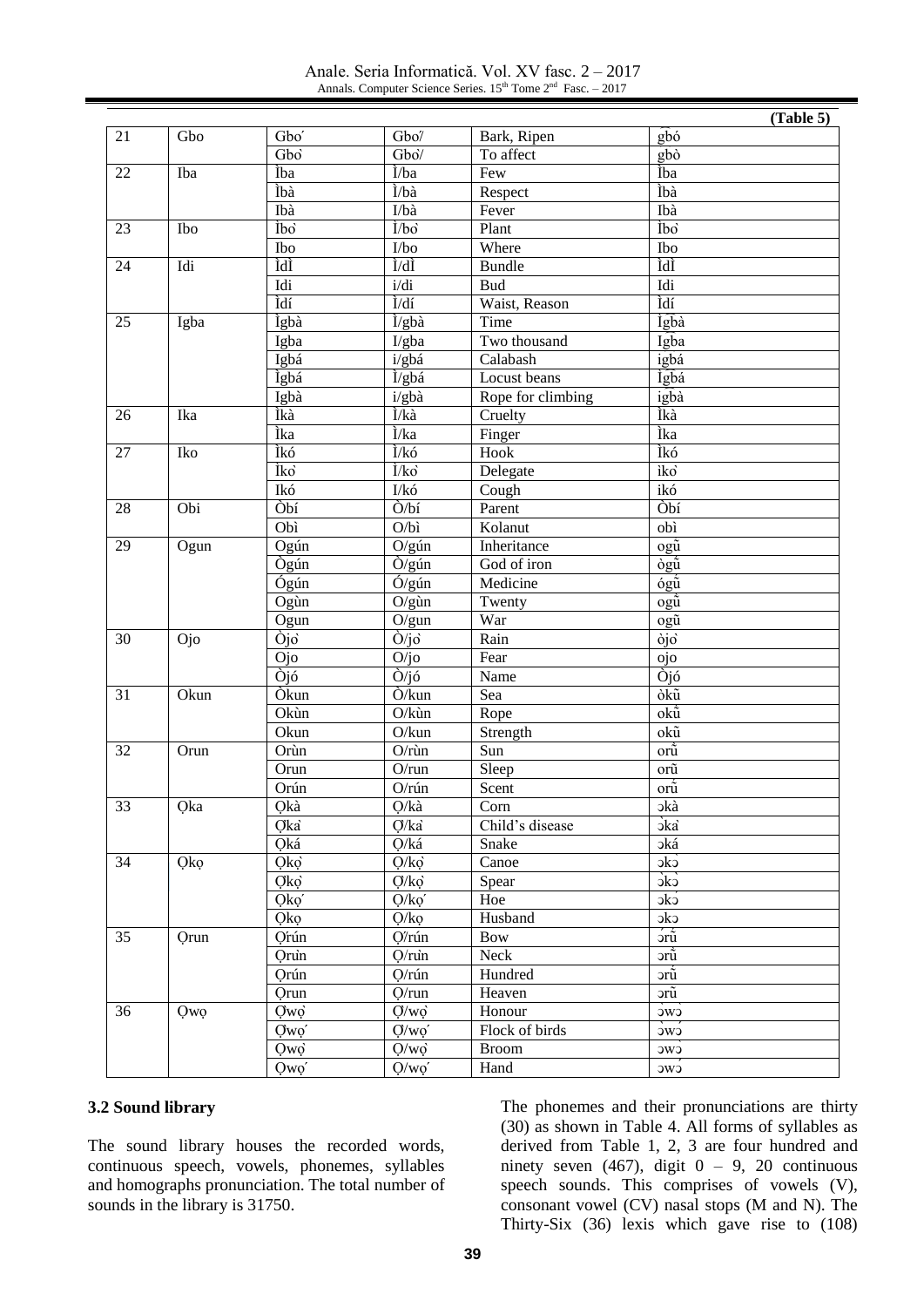**(Table 5)**

| | | | | | |
|---|---|---|---|---|---|
| 21 | Gbo | Gbo̍ | Gbo̍/ | Bark, Ripen | g͡bó |
| | | Gbò | Gbò/ | To affect | gbò |
| 22 | Iba | Ìba | Ì/ba | Few | Ìba |
| | | Ìbà | Ì/bà | Respect | Ìbà |
| | | Ibà | I/bà | Fever | Ibà |
| 23 | Ibo | Ìbo̍ | Ì/bo̍ | Plant | Ìbo̍ |
| | | Ibo | I/bo | Where | Ibo |
| 24 | Idi | ÌdÌ | Ì/dÌ | Bundle | ÌdÌ |
| | | Idi | i/di | Bud | Idi |
| | | Ìdí | Ì/dí | Waist, Reason | Ìdí |
| 25 | Igba | Ìgbà | Ì/gbà | Time | Ìg͡bà |
| | | Igba | I/gba | Two thousand | Igba |
| | | Igbá | i/gbá | Calabash | igbá |
| | | Ìgbá | Ì/gbá | Locust beans | Ìg͡bá |
| | | Igbà | i/gbà | Rope for climbing | igbà |
| 26 | Ika | Ìkà | Ì/kà | Cruelty | Ìkà |
| | | Ìka | Ì/ka | Finger | Ìka |
| 27 | Iko | Ìkó | Ì/kó | Hook | Ìkó |
| | | Ìko̍ | Ì/ko̍ | Delegate | iko̍ |
| | | Ikó | I/kó | Cough | ikó |
| 28 | Obi | Òbí | Ò/bí | Parent | Òbí |
| | | Obì | O/bì | Kolanut | obì |
| 29 | Ogun | Ogún | O/gún | Inheritance | ogṹ |
| | | Ògún | Ò/gún | God of iron | ògṹ |
| | | Ógún | Ó/gún | Medicine | ógṹ |
| | | Ogùn | O/gùn | Twenty | ogũ̀ |
| | | Ogun | O/gun | War | ogũ |
| 30 | Ojo | Òjo̍ | Ò/jo̍ | Rain | òjo̍ |
| | | Ojo | O/jo | Fear | ojo |
| | | Òjó | Ò/jó | Name | Òjó |
| 31 | Okun | Òkun | Ò/kun | Sea | òkũ |
| | | Okùn | O/kùn | Rope | okũ̀ |
| | | Okun | O/kun | Strength | okũ |
| 32 | Orun | Orùn | O/rùn | Sun | orũ̀ |
| | | Orun | O/run | Sleep | orũ |
| | | Orún | O/rún | Scent | orṹ |
| 33 | Ọka | Ọkà | Ọ/kà | Corn | ɔkà |
| | | Ọka̍ | Ọ/ka̍ | Child's disease | ɔ̀ka̍ |
| | | Ọká | Ọ/ká | Snake | ɔká |
| 34 | Ọkọ | Ọkọ̍ | Ọ/kọ̍ | Canoe | ɔkɔ̍ |
| | | Ọ̀kọ̍ | Ọ/kọ̍ | Spear | ɔ̀kɔ̀ |
| | | Ọkọ́ | Ọ/kọ́ | Hoe | ɔkɔ́ |
| | | Ọkọ | Ọ/kọ | Husband | ɔkɔ |
| 35 | Ọrun | Ọ́rún | Ọ́/rún | Bow | ɔ́rṹ |
| | | Ọrùn | Ọ/rùn | Neck | ɔrũ̀ |
| | | Ọrún | Ọ/rún | Hundred | ɔrṹ |
| | | Ọrun | Ọ/run | Heaven | ɔrũ |
| 36 | Ọwọ | Ọ̀wọ̍ | Ọ̀/wọ̍ | Honour | ɔ̀wɔ̍ |
| | | Ọ̀wọ́ | Ọ̀/wọ́ | Flock of birds | ɔ̀wɔ́ |
| | | Ọwọ̍ | Ọ/wọ̍ | Broom | ɔwɔ̍ |
| | | Ọwọ́ | Ọ/wọ́ | Hand | ɔwɔ́ |

### 3.2 Sound library

The sound library houses the recorded words, continuous speech, vowels, phonemes, syllables and homographs pronunciation. The total number of sounds in the library is 31750.

The phonemes and their pronunciations are thirty (30) as shown in Table 4. All forms of syllables as derived from Table 1, 2, 3 are four hundred and ninety seven (467), digit 0 – 9, 20 continuous speech sounds. This comprises of vowels (V), consonant vowel (CV) nasal stops (M and N). The Thirty-Six (36) lexis which gave rise to (108)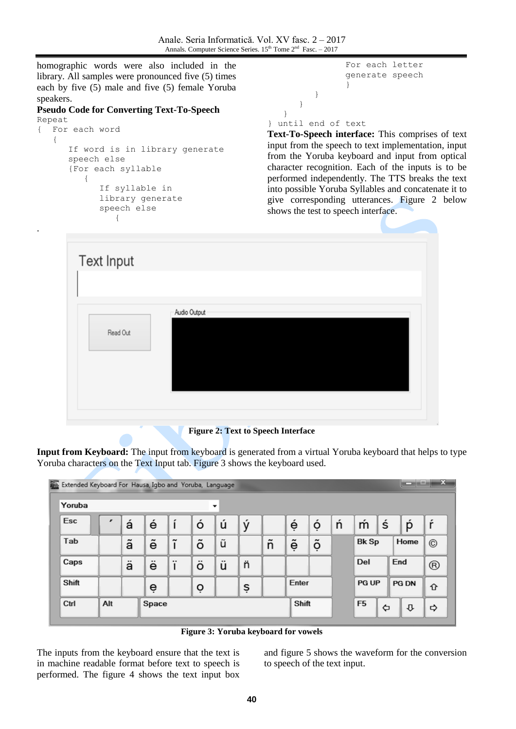homographic words were also included in the library. All samples were pronounced five (5) times each by five (5) male and five (5) female Yoruba speakers.

**Pseudo Code for Converting Text-To-Speech**

```
Repeat
{   For each word
    {
        If word is in library generate
        speech else
        {For each syllable
            {
                If syllable in
                library generate
                speech else
                    {
                        For each letter
                        generate speech
                        }
                    }
                }
            }
} until end of text
```

**Text-To-Speech interface:** This comprises of text input from the speech to text implementation, input from the Yoruba keyboard and input from optical character recognition. Each of the inputs is to be performed independently. The TTS breaks the text into possible Yoruba Syllables and concatenate it to give corresponding utterances. Figure 2 below shows the test to speech interface.

**Figure 2: Text to Speech Interface**

**Input from Keyboard:** The input from keyboard is generated from a virtual Yoruba keyboard that helps to type Yoruba characters on the Text Input tab. Figure 3 shows the keyboard used.

**Figure 3: Yoruba keyboard for vowels**

The inputs from the keyboard ensure that the text is in machine readable format before text to speech is performed. The figure 4 shows the text input box and figure 5 shows the waveform for the conversion to speech of the text input.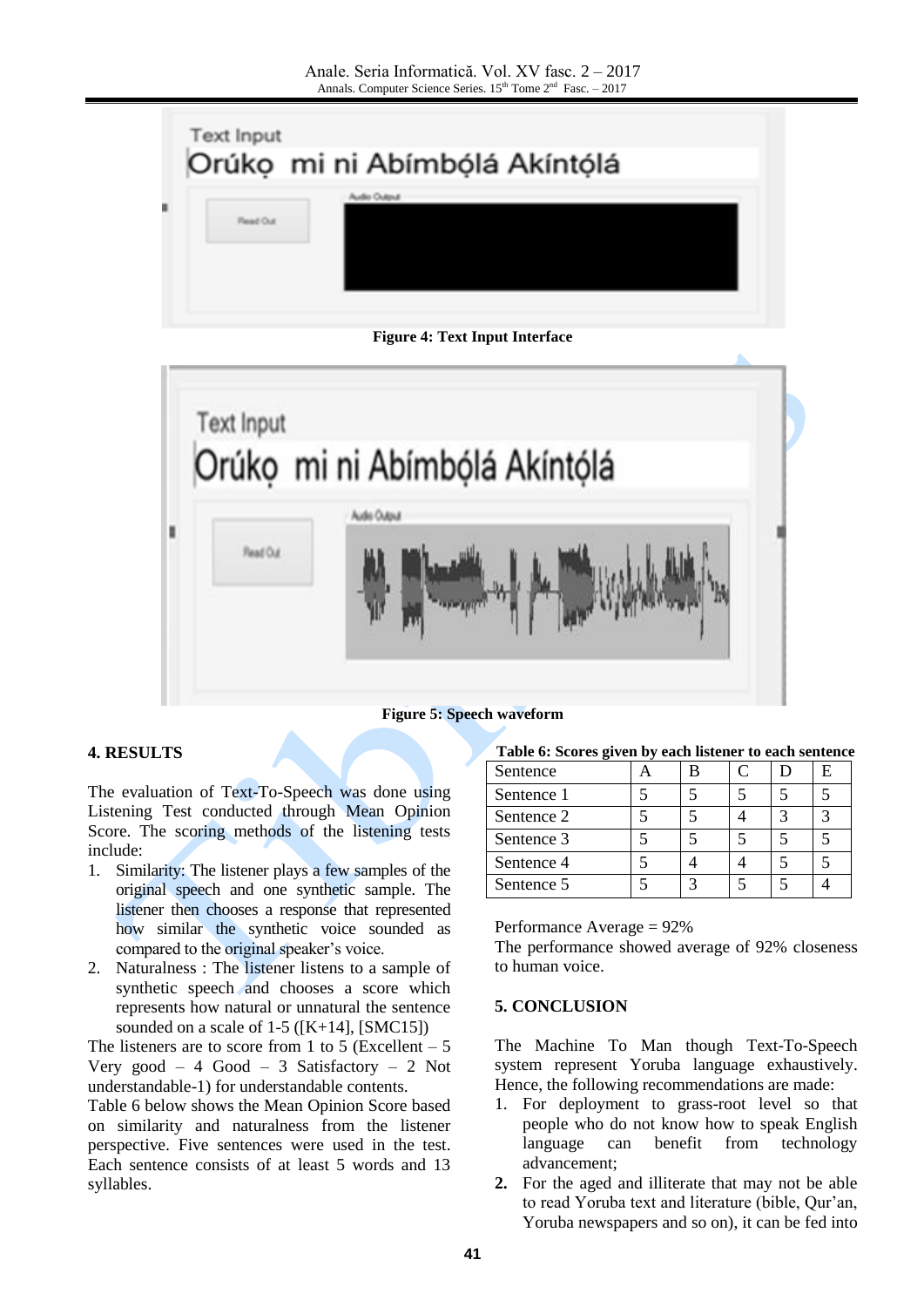Figure 4: Text Input Interface

Figure 5: Speech waveform

## 4. RESULTS

The evaluation of Text-To-Speech was done using Listening Test conducted through Mean Opinion Score. The scoring methods of the listening tests include:

1. Similarity: The listener plays a few samples of the original speech and one synthetic sample. The listener then chooses a response that represented how similar the synthetic voice sounded as compared to the original speaker's voice.
2. Naturalness : The listener listens to a sample of synthetic speech and chooses a score which represents how natural or unnatural the sentence sounded on a scale of 1-5 ([K+14], [SMC15])

The listeners are to score from 1 to 5 (Excellent – 5 Very good – 4 Good – 3 Satisfactory – 2 Not understandable-1) for understandable contents.

Table 6 below shows the Mean Opinion Score based on similarity and naturalness from the listener perspective. Five sentences were used in the test. Each sentence consists of at least 5 words and 13 syllables.

**Table 6: Scores given by each listener to each sentence**

| Sentence | A | B | C | D | E |
|---|---|---|---|---|---|
| Sentence 1 | 5 | 5 | 5 | 5 | 5 |
| Sentence 2 | 5 | 5 | 4 | 3 | 3 |
| Sentence 3 | 5 | 5 | 5 | 5 | 5 |
| Sentence 4 | 5 | 4 | 4 | 5 | 5 |
| Sentence 5 | 5 | 3 | 5 | 5 | 4 |

Performance Average = 92%

The performance showed average of 92% closeness to human voice.

## 5. CONCLUSION

The Machine To Man though Text-To-Speech system represent Yoruba language exhaustively. Hence, the following recommendations are made:

1. For deployment to grass-root level so that people who do not know how to speak English language can benefit from technology advancement;
2. For the aged and illiterate that may not be able to read Yoruba text and literature (bible, Qur'an, Yoruba newspapers and so on), it can be fed into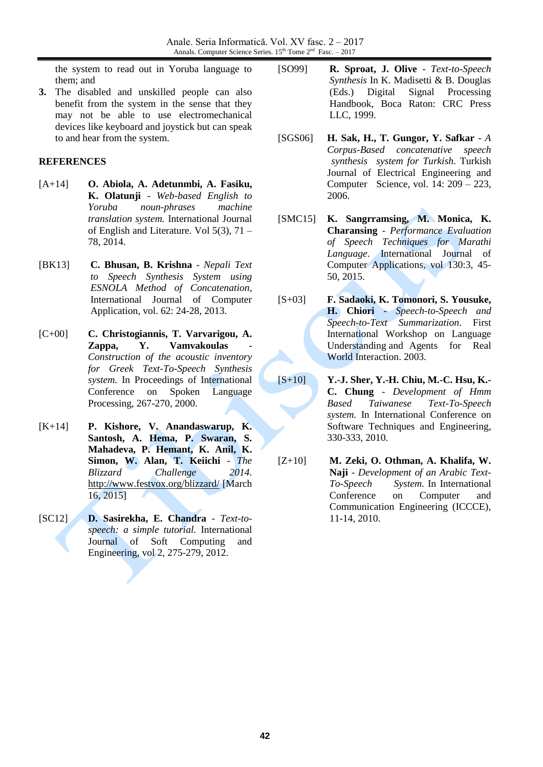the system to read out in Yoruba language to them; and

3. The disabled and unskilled people can also benefit from the system in the sense that they may not be able to use electromechanical devices like keyboard and joystick but can speak to and hear from the system.

**REFERENCES**

[A+14] **O. Abiola, A. Adetunmbi, A. Fasiku, K. Olatunji** - *Web-based English to Yoruba noun-phrases machine translation system.* International Journal of English and Literature. Vol 5(3), 71 – 78, 2014.

[BK13] **C. Bhusan, B. Krishna** - *Nepali Text to Speech Synthesis System using ESNOLA Method of Concatenation*, International Journal of Computer Application, vol. 62: 24-28, 2013.

[C+00] **C. Christogiannis, T. Varvarigou, A. Zappa, Y. Vamvakoulas** - *Construction of the acoustic inventory for Greek Text-To-Speech Synthesis system.* In Proceedings of International Conference on Spoken Language Processing, 267-270, 2000.

[K+14] **P. Kishore, V. Anandaswarup, K. Santosh, A. Hema, P. Swaran, S. Mahadeva, P. Hemant, K. Anil, K. Simon, W. Alan, T. Keiichi** - *The Blizzard Challenge 2014.* http://www.festvox.org/blizzard/ [March 16, 2015]

[SC12] **D. Sasirekha, E. Chandra** - *Text-to-speech: a simple tutorial.* International Journal of Soft Computing and Engineering, vol 2, 275-279, 2012.

[SO99] **R. Sproat, J. Olive** - *Text-to-Speech Synthesis* In K. Madisetti & B. Douglas (Eds.) Digital Signal Processing Handbook, Boca Raton: CRC Press LLC, 1999.

[SGS06] **H. Sak, H., T. Gungor, Y. Safkar** - *A Corpus-Based concatenative speech synthesis system for Turkish.* Turkish Journal of Electrical Engineering and Computer Science, vol. 14: 209 – 223, 2006.

[SMC15] **K. Sangrramsing, M. Monica, K. Charansing** - *Performance Evaluation of Speech Techniques for Marathi Language.* International Journal of Computer Applications, vol 130:3, 45-50, 2015.

[S+03] **F. Sadaoki, K. Tomonori, S. Yousuke, H. Chiori** - *Speech-to-Speech and Speech-to-Text Summarization*. First International Workshop on Language Understanding and Agents for Real World Interaction. 2003.

[S+10] **Y.-J. Sher, Y.-H. Chiu, M.-C. Hsu, K.-C. Chung** - *Development of Hmm Based Taiwanese Text-To-Speech system.* In International Conference on Software Techniques and Engineering, 330-333, 2010.

[Z+10] **M. Zeki, O. Othman, A. Khalifa, W. Naji** - *Development of an Arabic Text-To-Speech System.* In International Conference on Computer and Communication Engineering (ICCCE), 11-14, 2010.